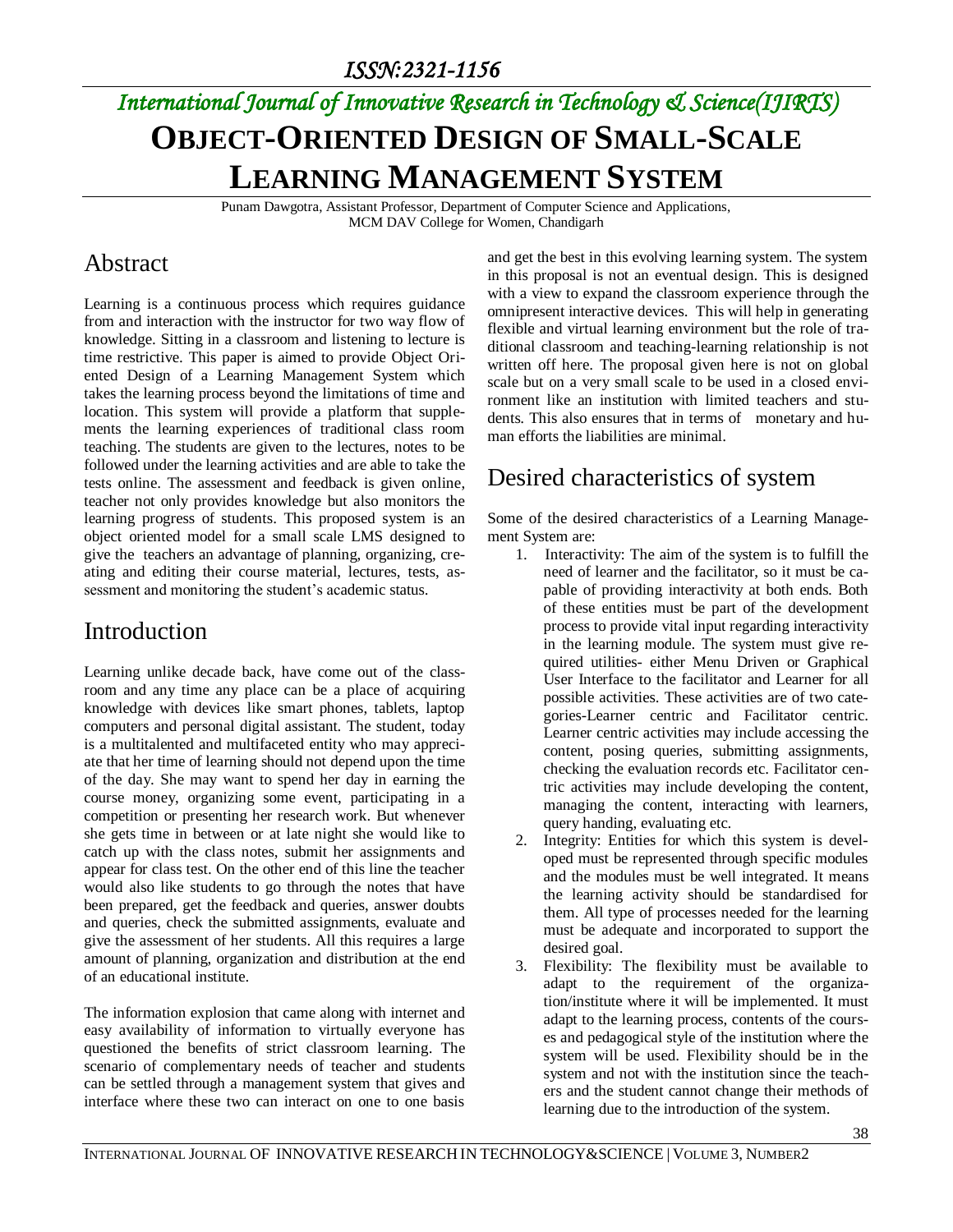# OBJECT-ORIENTED DESIGN OF SMALL-SCALE LEARNING MANAGEMENT SYSTEM

Punam Dawgotra, Assistant Professor, Department of Computer Science and Applications, MCM DAV College for Women, Chandigarh

## Abstract

Learning is a continuous process which requires guidance from and interaction with the instructor for two way flow of knowledge. Sitting in a classroom and listening to lecture is time restrictive. This paper is aimed to provide Object Oriented Design of a Learning Management System which takes the learning process beyond the limitations of time and location. This system will provide a platform that supplements the learning experiences of traditional class room teaching. The students are given to the lectures, notes to be followed under the learning activities and are able to take the tests online. The assessment and feedback is given online, teacher not only provides knowledge but also monitors the learning progress of students. This proposed system is an object oriented model for a small scale LMS designed to give the teachers an advantage of planning, organizing, creating and editing their course material, lectures, tests, assessment and monitoring the student's academic status.

## Introduction

Learning unlike decade back, have come out of the classroom and any time any place can be a place of acquiring knowledge with devices like smart phones, tablets, laptop computers and personal digital assistant. The student, today is a multitalented and multifaceted entity who may appreciate that her time of learning should not depend upon the time of the day. She may want to spend her day in earning the course money, organizing some event, participating in a competition or presenting her research work. But whenever she gets time in between or at late night she would like to catch up with the class notes, submit her assignments and appear for class test. On the other end of this line the teacher would also like students to go through the notes that have been prepared, get the feedback and queries, answer doubts and queries, check the submitted assignments, evaluate and give the assessment of her students. All this requires a large amount of planning, organization and distribution at the end of an educational institute.

The information explosion that came along with internet and easy availability of information to virtually everyone has questioned the benefits of strict classroom learning. The scenario of complementary needs of teacher and students can be settled through a management system that gives and interface where these two can interact on one to one basis and get the best in this evolving learning system. The system in this proposal is not an eventual design. This is designed with a view to expand the classroom experience through the omnipresent interactive devices. This will help in generating flexible and virtual learning environment but the role of traditional classroom and teaching-learning relationship is not written off here. The proposal given here is not on global scale but on a very small scale to be used in a closed environment like an institution with limited teachers and students. This also ensures that in terms of monetary and human efforts the liabilities are minimal.

## Desired characteristics of system

Some of the desired characteristics of a Learning Management System are:

1. Interactivity: The aim of the system is to fulfill the need of learner and the facilitator, so it must be capable of providing interactivity at both ends. Both of these entities must be part of the development process to provide vital input regarding interactivity in the learning module. The system must give required utilities- either Menu Driven or Graphical User Interface to the facilitator and Learner for all possible activities. These activities are of two categories-Learner centric and Facilitator centric. Learner centric activities may include accessing the content, posing queries, submitting assignments, checking the evaluation records etc. Facilitator centric activities may include developing the content, managing the content, interacting with learners, query handing, evaluating etc.
2. Integrity: Entities for which this system is developed must be represented through specific modules and the modules must be well integrated. It means the learning activity should be standardised for them. All type of processes needed for the learning must be adequate and incorporated to support the desired goal.
3. Flexibility: The flexibility must be available to adapt to the requirement of the organization/institute where it will be implemented. It must adapt to the learning process, contents of the courses and pedagogical style of the institution where the system will be used. Flexibility should be in the system and not with the institution since the teachers and the student cannot change their methods of learning due to the introduction of the system.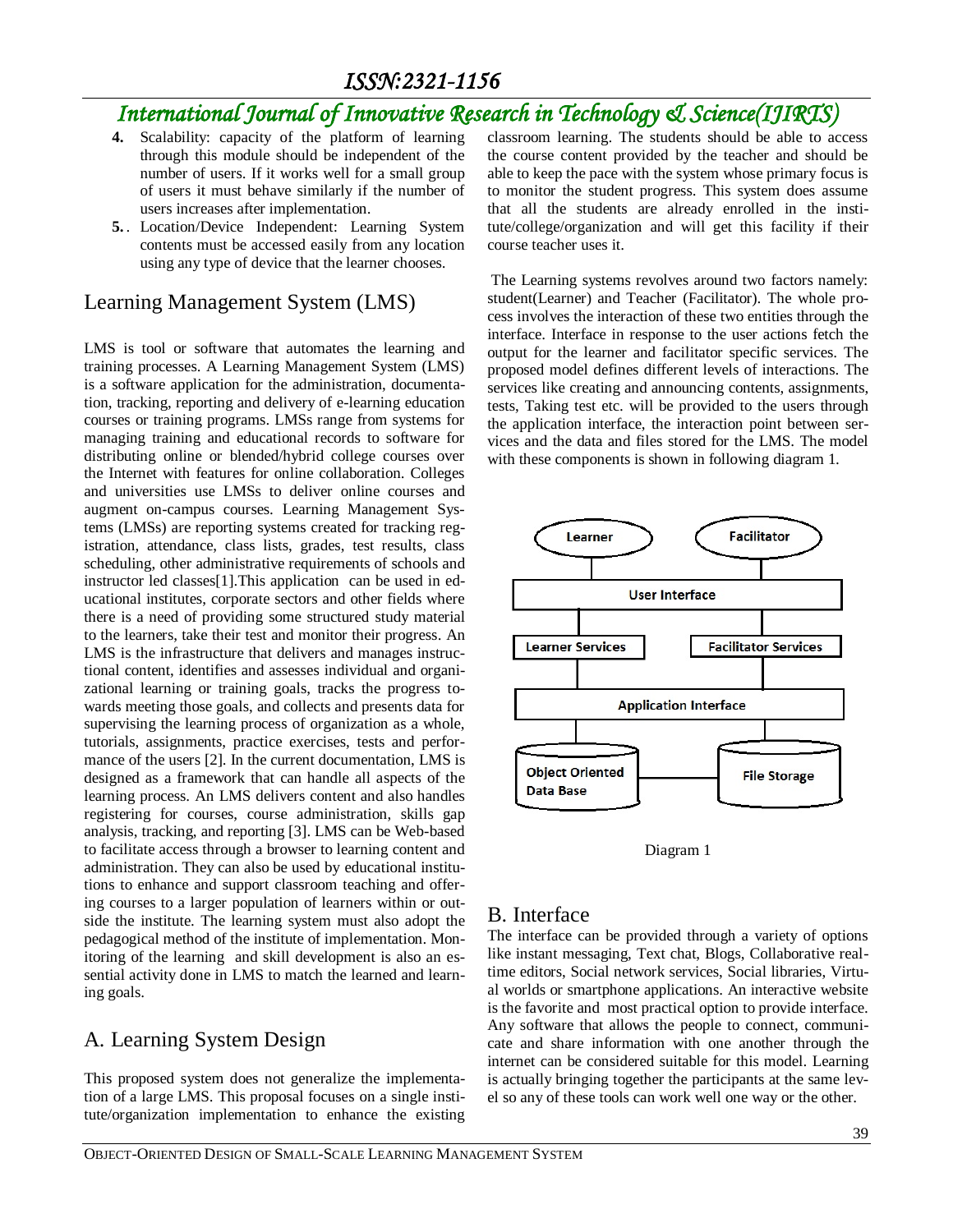4. Scalability: capacity of the platform of learning through this module should be independent of the number of users. If it works well for a small group of users it must behave similarly if the number of users increases after implementation.
5. Location/Device Independent: Learning System contents must be accessed easily from any location using any type of device that the learner chooses.

## Learning Management System (LMS)

LMS is tool or software that automates the learning and training processes. A Learning Management System (LMS) is a software application for the administration, documentation, tracking, reporting and delivery of e-learning education courses or training programs. LMSs range from systems for managing training and educational records to software for distributing online or blended/hybrid college courses over the Internet with features for online collaboration. Colleges and universities use LMSs to deliver online courses and augment on-campus courses. Learning Management Systems (LMSs) are reporting systems created for tracking registration, attendance, class lists, grades, test results, class scheduling, other administrative requirements of schools and instructor led classes[1].This application can be used in educational institutes, corporate sectors and other fields where there is a need of providing some structured study material to the learners, take their test and monitor their progress. An LMS is the infrastructure that delivers and manages instructional content, identifies and assesses individual and organizational learning or training goals, tracks the progress towards meeting those goals, and collects and presents data for supervising the learning process of organization as a whole, tutorials, assignments, practice exercises, tests and performance of the users [2]. In the current documentation, LMS is designed as a framework that can handle all aspects of the learning process. An LMS delivers content and also handles registering for courses, course administration, skills gap analysis, tracking, and reporting [3]. LMS can be Web-based to facilitate access through a browser to learning content and administration. They can also be used by educational institutions to enhance and support classroom teaching and offering courses to a larger population of learners within or outside the institute. The learning system must also adopt the pedagogical method of the institute of implementation. Monitoring of the learning and skill development is also an essential activity done in LMS to match the learned and learning goals.

## A. Learning System Design

This proposed system does not generalize the implementation of a large LMS. This proposal focuses on a single institute/organization implementation to enhance the existing classroom learning. The students should be able to access the course content provided by the teacher and should be able to keep the pace with the system whose primary focus is to monitor the student progress. This system does assume that all the students are already enrolled in the institute/college/organization and will get this facility if their course teacher uses it.

The Learning systems revolves around two factors namely: student(Learner) and Teacher (Facilitator). The whole process involves the interaction of these two entities through the interface. Interface in response to the user actions fetch the output for the learner and facilitator specific services. The proposed model defines different levels of interactions. The services like creating and announcing contents, assignments, tests, Taking test etc. will be provided to the users through the application interface, the interaction point between services and the data and files stored for the LMS. The model with these components is shown in following diagram 1.

Learner
Facilitator
User Interface
Learner Services
Facilitator Services
Application Interface
Object Oriented Data Base
File Storage

Diagram 1

## B. Interface

The interface can be provided through a variety of options like instant messaging, Text chat, Blogs, Collaborative real-time editors, Social network services, Social libraries, Virtual worlds or smartphone applications. An interactive website is the favorite and most practical option to provide interface. Any software that allows the people to connect, communicate and share information with one another through the internet can be considered suitable for this model. Learning is actually bringing together the participants at the same level so any of these tools can work well one way or the other.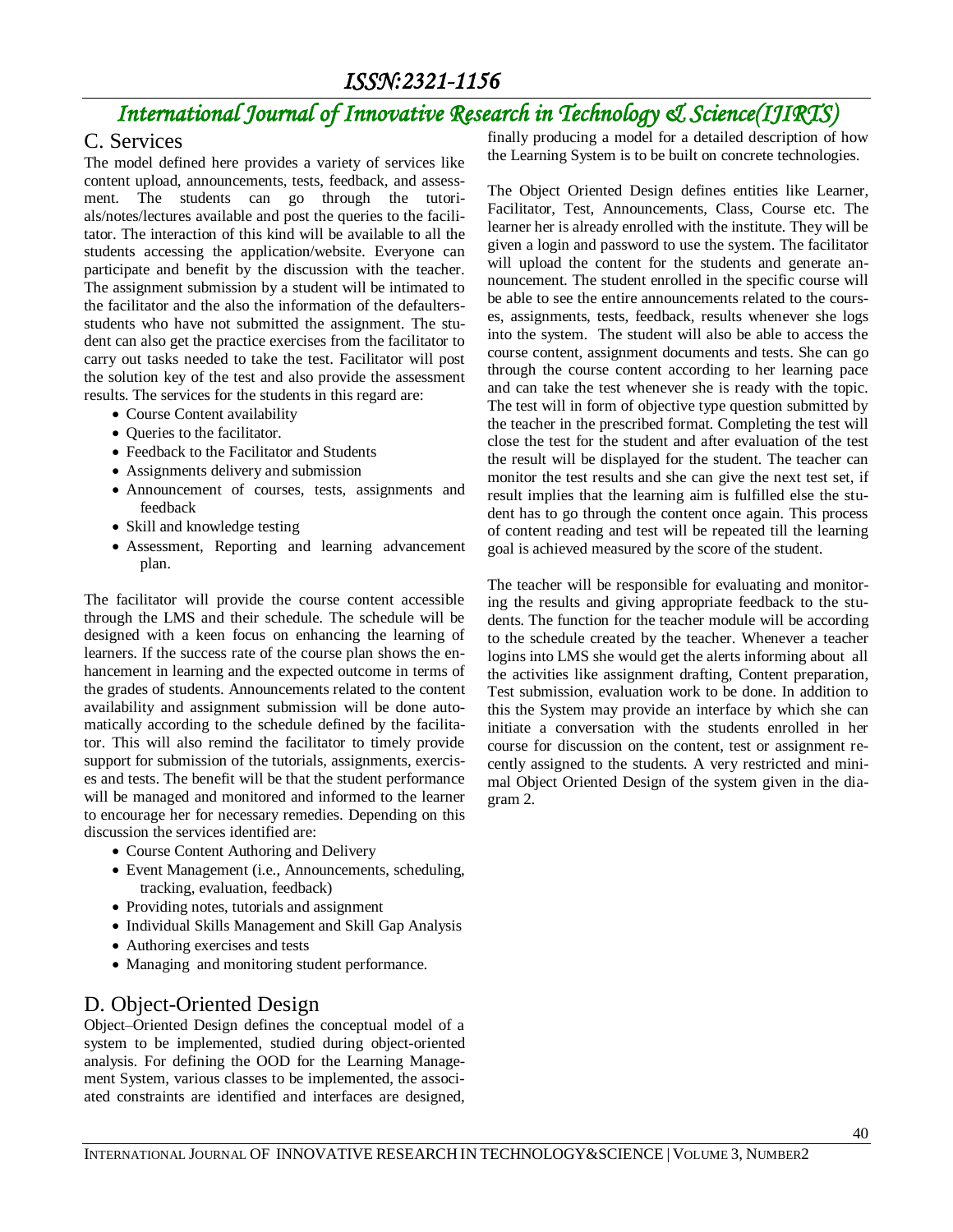## C. Services

The model defined here provides a variety of services like content upload, announcements, tests, feedback, and assessment. The students can go through the tutorials/notes/lectures available and post the queries to the facilitator. The interaction of this kind will be available to all the students accessing the application/website. Everyone can participate and benefit by the discussion with the teacher. The assignment submission by a student will be intimated to the facilitator and the also the information of the defaulters-students who have not submitted the assignment. The student can also get the practice exercises from the facilitator to carry out tasks needed to take the test. Facilitator will post the solution key of the test and also provide the assessment results. The services for the students in this regard are:

- Course Content availability
- Queries to the facilitator.
- Feedback to the Facilitator and Students
- Assignments delivery and submission
- Announcement of courses, tests, assignments and feedback
- Skill and knowledge testing
- Assessment, Reporting and learning advancement plan.

The facilitator will provide the course content accessible through the LMS and their schedule. The schedule will be designed with a keen focus on enhancing the learning of learners. If the success rate of the course plan shows the enhancement in learning and the expected outcome in terms of the grades of students. Announcements related to the content availability and assignment submission will be done automatically according to the schedule defined by the facilitator. This will also remind the facilitator to timely provide support for submission of the tutorials, assignments, exercises and tests. The benefit will be that the student performance will be managed and monitored and informed to the learner to encourage her for necessary remedies. Depending on this discussion the services identified are:

- Course Content Authoring and Delivery
- Event Management (i.e., Announcements, scheduling, tracking, evaluation, feedback)
- Providing notes, tutorials and assignment
- Individual Skills Management and Skill Gap Analysis
- Authoring exercises and tests
- Managing and monitoring student performance.

## D. Object-Oriented Design

Object–Oriented Design defines the conceptual model of a system to be implemented, studied during object-oriented analysis. For defining the OOD for the Learning Management System, various classes to be implemented, the associated constraints are identified and interfaces are designed, finally producing a model for a detailed description of how the Learning System is to be built on concrete technologies.

The Object Oriented Design defines entities like Learner, Facilitator, Test, Announcements, Class, Course etc. The learner her is already enrolled with the institute. They will be given a login and password to use the system. The facilitator will upload the content for the students and generate announcement. The student enrolled in the specific course will be able to see the entire announcements related to the courses, assignments, tests, feedback, results whenever she logs into the system. The student will also be able to access the course content, assignment documents and tests. She can go through the course content according to her learning pace and can take the test whenever she is ready with the topic. The test will in form of objective type question submitted by the teacher in the prescribed format. Completing the test will close the test for the student and after evaluation of the test the result will be displayed for the student. The teacher can monitor the test results and she can give the next test set, if result implies that the learning aim is fulfilled else the student has to go through the content once again. This process of content reading and test will be repeated till the learning goal is achieved measured by the score of the student.

The teacher will be responsible for evaluating and monitoring the results and giving appropriate feedback to the students. The function for the teacher module will be according to the schedule created by the teacher. Whenever a teacher logins into LMS she would get the alerts informing about all the activities like assignment drafting, Content preparation, Test submission, evaluation work to be done. In addition to this the System may provide an interface by which she can initiate a conversation with the students enrolled in her course for discussion on the content, test or assignment recently assigned to the students. A very restricted and minimal Object Oriented Design of the system given in the diagram 2.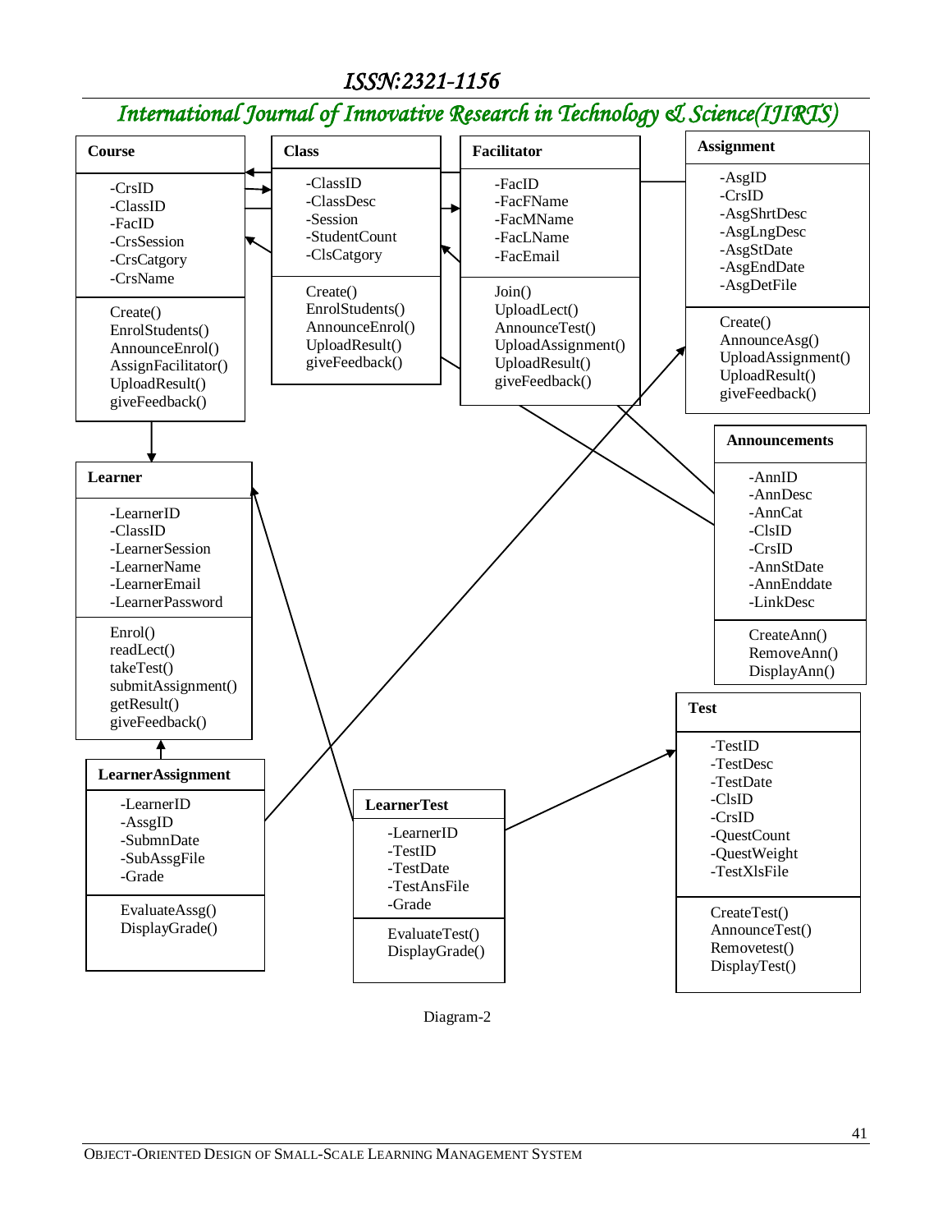Course

-CrsID
-ClassID
-FacID
-CrsSession
-CrsCatgory
-CrsName

Create()
EnrolStudents()
AnnounceEnrol()
AssignFacilitator()
UploadResult()
giveFeedback()

Class

-ClassID
-ClassDesc
-Session
-StudentCount
-ClsCatgory

Create()
EnrolStudents()
AnnounceEnrol()
UploadResult()
giveFeedback()

Facilitator

-FacID
-FacFName
-FacMName
-FacLName
-FacEmail

Join()
UploadLect()
AnnounceTest()
UploadAssignment()
UploadResult()
giveFeedback()

Assignment

-AsgID
-CrsID
-AsgShrtDesc
-AsgLngDesc
-AsgStDate
-AsgEndDate
-AsgDetFile

Create()
AnnounceAsg()
UploadAssignment()
UploadResult()
giveFeedback()

Announcements

-AnnID
-AnnDesc
-AnnCat
-ClsID
-CrsID
-AnnStDate
-AnnEnddate
-LinkDesc

CreateAnn()
RemoveAnn()
DisplayAnn()

Learner

-LearnerID
-ClassID
-LearnerSession
-LearnerName
-LearnerEmail
-LearnerPassword

Enrol()
readLect()
takeTest()
submitAssignment()
getResult()
giveFeedback()

Test

-TestID
-TestDesc
-TestDate
-ClsID
-CrsID
-QuestCount
-QuestWeight
-TestXlsFile

CreateTest()
AnnounceTest()
Removetest()
DisplayTest()

LearnerAssignment

-LearnerID
-AssgID
-SubmnDate
-SubAssgFile
-Grade

EvaluateAssg()
DisplayGrade()

LearnerTest

-LearnerID
-TestID
-TestDate
-TestAnsFile
-Grade

EvaluateTest()
DisplayGrade()

Diagram-2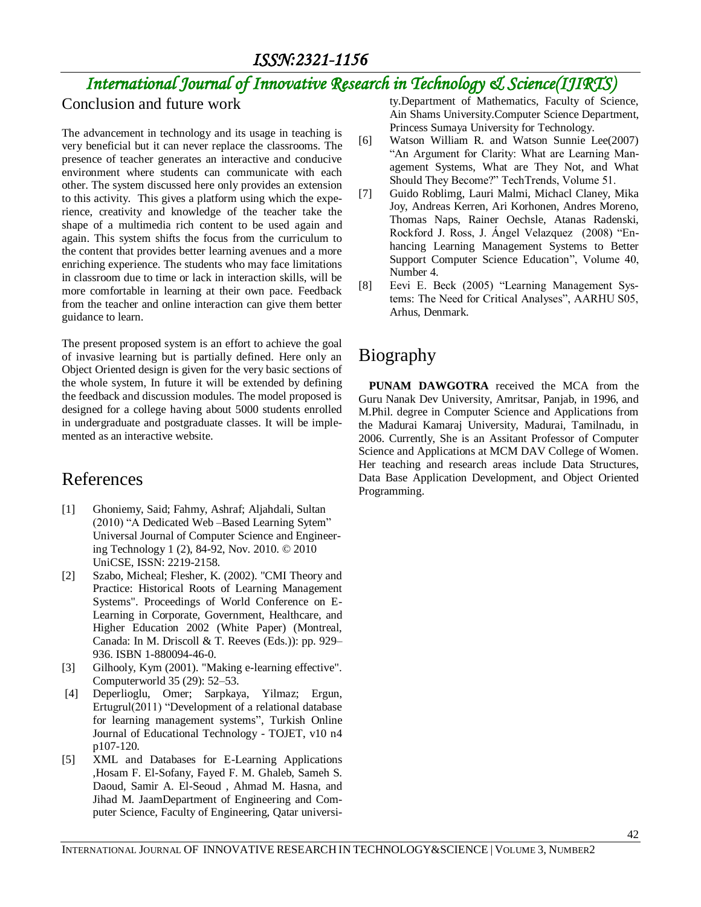## Conclusion and future work

The advancement in technology and its usage in teaching is very beneficial but it can never replace the classrooms. The presence of teacher generates an interactive and conducive environment where students can communicate with each other. The system discussed here only provides an extension to this activity. This gives a platform using which the experience, creativity and knowledge of the teacher take the shape of a multimedia rich content to be used again and again. This system shifts the focus from the curriculum to the content that provides better learning avenues and a more enriching experience. The students who may face limitations in classroom due to time or lack in interaction skills, will be more comfortable in learning at their own pace. Feedback from the teacher and online interaction can give them better guidance to learn.

The present proposed system is an effort to achieve the goal of invasive learning but is partially defined. Here only an Object Oriented design is given for the very basic sections of the whole system, In future it will be extended by defining the feedback and discussion modules. The model proposed is designed for a college having about 5000 students enrolled in undergraduate and postgraduate classes. It will be implemented as an interactive website.

## References

[1] Ghoniemy, Said; Fahmy, Ashraf; Aljahdali, Sultan (2010) "A Dedicated Web –Based Learning Sytem" Universal Journal of Computer Science and Engineering Technology 1 (2), 84-92, Nov. 2010. © 2010 UniCSE, ISSN: 2219-2158.

[2] Szabo, Micheal; Flesher, K. (2002). "CMI Theory and Practice: Historical Roots of Learning Management Systems". Proceedings of World Conference on E-Learning in Corporate, Government, Healthcare, and Higher Education 2002 (White Paper) (Montreal, Canada: In M. Driscoll & T. Reeves (Eds.)): pp. 929–936. ISBN 1-880094-46-0.

[3] Gilhooly, Kym (2001). "Making e-learning effective". Computerworld 35 (29): 52–53.

[4] Deperlioglu, Omer; Sarpkaya, Yilmaz; Ergun, Ertugrul(2011) "Development of a relational database for learning management systems", Turkish Online Journal of Educational Technology - TOJET, v10 n4 p107-120.

[5] XML and Databases for E-Learning Applications ,Hosam F. El-Sofany, Fayed F. M. Ghaleb, Sameh S. Daoud, Samir A. El-Seoud , Ahmad M. Hasna, and Jihad M. JaamDepartment of Engineering and Computer Science, Faculty of Engineering, Qatar university.Department of Mathematics, Faculty of Science, Ain Shams University.Computer Science Department, Princess Sumaya University for Technology.

[6] Watson William R. and Watson Sunnie Lee(2007) "An Argument for Clarity: What are Learning Management Systems, What are They Not, and What Should They Become?" TechTrends, Volume 51.

[7] Guido Roblimg, Lauri Malmi, Michacl Claney, Mika Joy, Andreas Kerren, Ari Korhonen, Andres Moreno, Thomas Naps, Rainer Oechsle, Atanas Radenski, Rockford J. Ross, J. Ángel Velazquez (2008) "Enhancing Learning Management Systems to Better Support Computer Science Education", Volume 40, Number 4.

[8] Eevi E. Beck (2005) "Learning Management Systems: The Need for Critical Analyses", AARHU S05, Arhus, Denmark.

## Biography

**PUNAM DAWGOTRA** received the MCA from the Guru Nanak Dev University, Amritsar, Panjab, in 1996, and M.Phil. degree in Computer Science and Applications from the Madurai Kamaraj University, Madurai, Tamilnadu, in 2006. Currently, She is an Assitant Professor of Computer Science and Applications at MCM DAV College of Women. Her teaching and research areas include Data Structures, Data Base Application Development, and Object Oriented Programming.